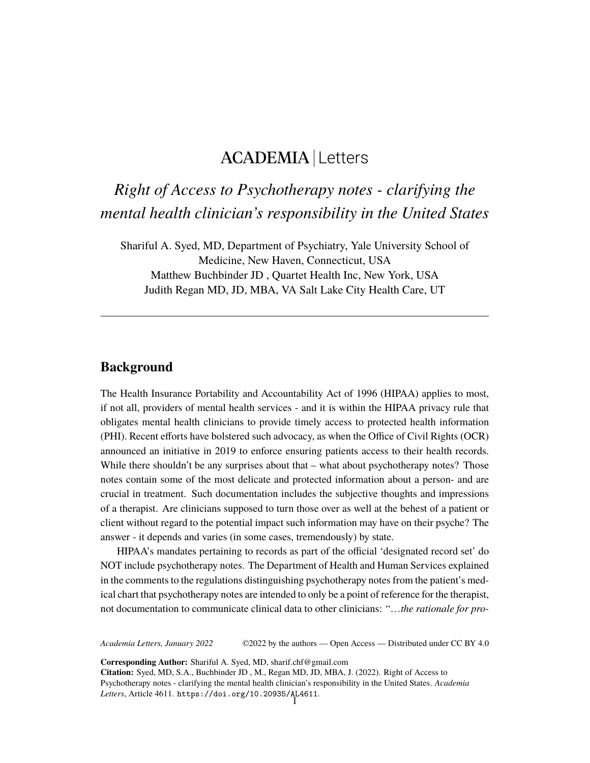ACADEMIA | Letters

# *Right of Access to Psychotherapy notes - clarifying the mental health clinician's responsibility in the United States*

Shariful A. Syed, MD, Department of Psychiatry, Yale University School of Medicine, New Haven, Connecticut, USA
Matthew Buchbinder JD , Quartet Health Inc, New York, USA
Judith Regan MD, JD, MBA, VA Salt Lake City Health Care, UT

---

## Background

The Health Insurance Portability and Accountability Act of 1996 (HIPAA) applies to most, if not all, providers of mental health services - and it is within the HIPAA privacy rule that obligates mental health clinicians to provide timely access to protected health information (PHI). Recent efforts have bolstered such advocacy, as when the Office of Civil Rights (OCR) announced an initiative in 2019 to enforce ensuring patients access to their health records. While there shouldn't be any surprises about that – what about psychotherapy notes? Those notes contain some of the most delicate and protected information about a person- and are crucial in treatment. Such documentation includes the subjective thoughts and impressions of a therapist. Are clinicians supposed to turn those over as well at the behest of a patient or client without regard to the potential impact such information may have on their psyche? The answer - it depends and varies (in some cases, tremendously) by state.

HIPAA's mandates pertaining to records as part of the official 'designated record set' do NOT include psychotherapy notes. The Department of Health and Human Services explained in the comments to the regulations distinguishing psychotherapy notes from the patient's medical chart that psychotherapy notes are intended to only be a point of reference for the therapist, not documentation to communicate clinical data to other clinicians: "*…the rationale for pro-*

*Academia Letters, January 2022* ©2022 by the authors — Open Access — Distributed under CC BY 4.0

**Corresponding Author:** Shariful A. Syed, MD, sharif.chf@gmail.com
**Citation:** Syed, MD, S.A., Buchbinder JD , M., Regan MD, JD, MBA, J. (2022). Right of Access to Psychotherapy notes - clarifying the mental health clinician's responsibility in the United States. *Academia Letters*, Article 4611. https://doi.org/10.20935/AL4611.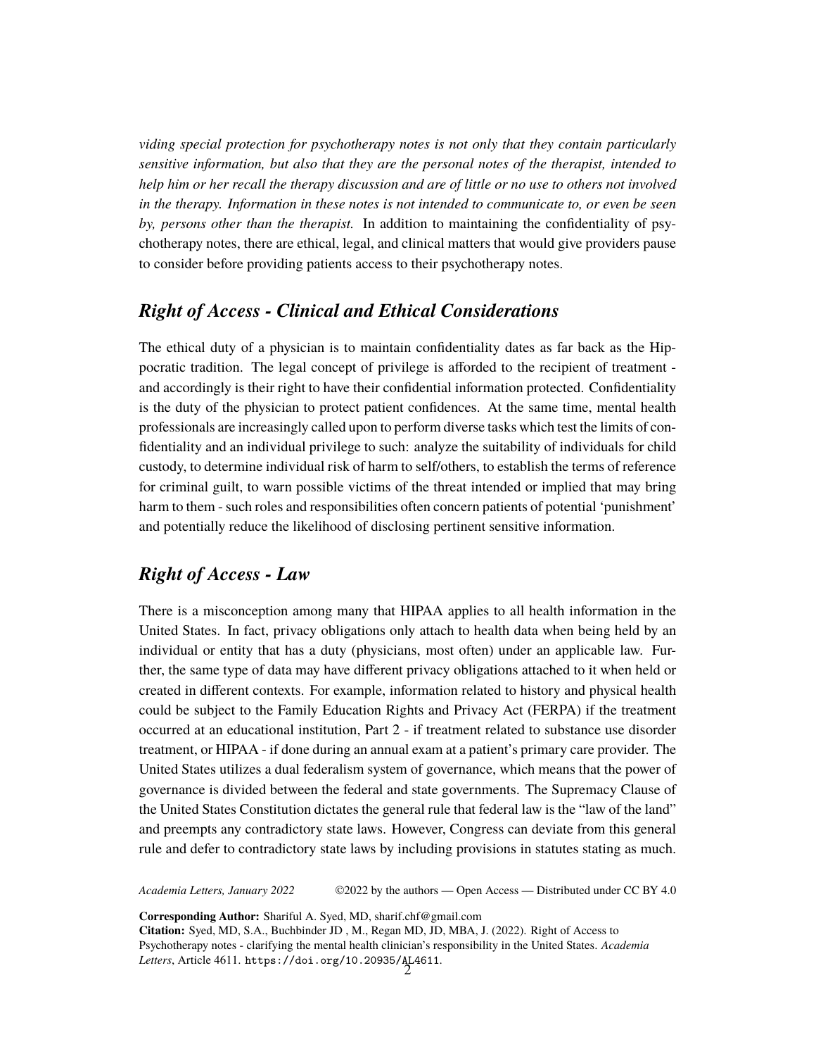*viding special protection for psychotherapy notes is not only that they contain particularly sensitive information, but also that they are the personal notes of the therapist, intended to help him or her recall the therapy discussion and are of little or no use to others not involved in the therapy. Information in these notes is not intended to communicate to, or even be seen by, persons other than the therapist.* In addition to maintaining the confidentiality of psychotherapy notes, there are ethical, legal, and clinical matters that would give providers pause to consider before providing patients access to their psychotherapy notes.

## *Right of Access - Clinical and Ethical Considerations*

The ethical duty of a physician is to maintain confidentiality dates as far back as the Hippocratic tradition. The legal concept of privilege is afforded to the recipient of treatment - and accordingly is their right to have their confidential information protected. Confidentiality is the duty of the physician to protect patient confidences. At the same time, mental health professionals are increasingly called upon to perform diverse tasks which test the limits of confidentiality and an individual privilege to such: analyze the suitability of individuals for child custody, to determine individual risk of harm to self/others, to establish the terms of reference for criminal guilt, to warn possible victims of the threat intended or implied that may bring harm to them - such roles and responsibilities often concern patients of potential 'punishment' and potentially reduce the likelihood of disclosing pertinent sensitive information.

## *Right of Access - Law*

There is a misconception among many that HIPAA applies to all health information in the United States. In fact, privacy obligations only attach to health data when being held by an individual or entity that has a duty (physicians, most often) under an applicable law. Further, the same type of data may have different privacy obligations attached to it when held or created in different contexts. For example, information related to history and physical health could be subject to the Family Education Rights and Privacy Act (FERPA) if the treatment occurred at an educational institution, Part 2 - if treatment related to substance use disorder treatment, or HIPAA - if done during an annual exam at a patient's primary care provider. The United States utilizes a dual federalism system of governance, which means that the power of governance is divided between the federal and state governments. The Supremacy Clause of the United States Constitution dictates the general rule that federal law is the "law of the land" and preempts any contradictory state laws. However, Congress can deviate from this general rule and defer to contradictory state laws by including provisions in statutes stating as much.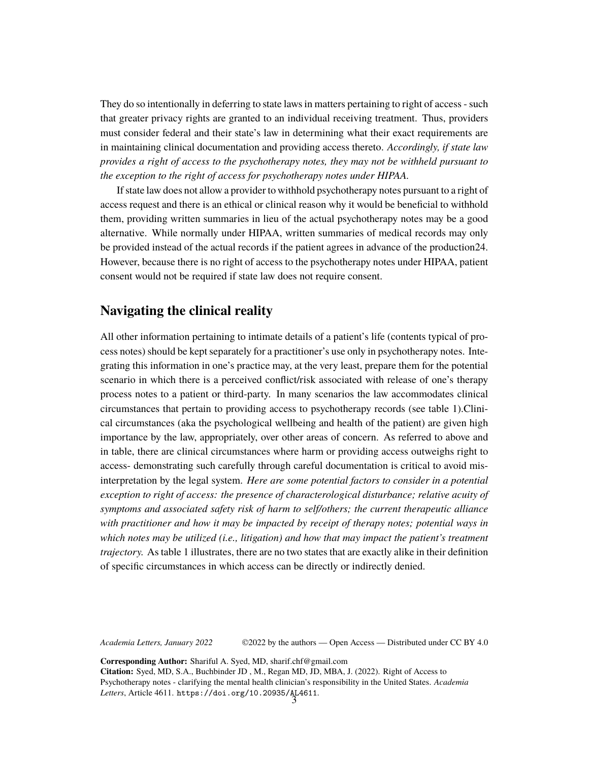They do so intentionally in deferring to state laws in matters pertaining to right of access - such that greater privacy rights are granted to an individual receiving treatment. Thus, providers must consider federal and their state's law in determining what their exact requirements are in maintaining clinical documentation and providing access thereto. *Accordingly, if state law provides a right of access to the psychotherapy notes, they may not be withheld pursuant to the exception to the right of access for psychotherapy notes under HIPAA.*

If state law does not allow a provider to withhold psychotherapy notes pursuant to a right of access request and there is an ethical or clinical reason why it would be beneficial to withhold them, providing written summaries in lieu of the actual psychotherapy notes may be a good alternative. While normally under HIPAA, written summaries of medical records may only be provided instead of the actual records if the patient agrees in advance of the production24. However, because there is no right of access to the psychotherapy notes under HIPAA, patient consent would not be required if state law does not require consent.

## Navigating the clinical reality

All other information pertaining to intimate details of a patient's life (contents typical of process notes) should be kept separately for a practitioner's use only in psychotherapy notes. Integrating this information in one's practice may, at the very least, prepare them for the potential scenario in which there is a perceived conflict/risk associated with release of one's therapy process notes to a patient or third-party. In many scenarios the law accommodates clinical circumstances that pertain to providing access to psychotherapy records (see table 1).Clinical circumstances (aka the psychological wellbeing and health of the patient) are given high importance by the law, appropriately, over other areas of concern. As referred to above and in table, there are clinical circumstances where harm or providing access outweighs right to access- demonstrating such carefully through careful documentation is critical to avoid misinterpretation by the legal system. *Here are some potential factors to consider in a potential exception to right of access: the presence of characterological disturbance; relative acuity of symptoms and associated safety risk of harm to self/others; the current therapeutic alliance with practitioner and how it may be impacted by receipt of therapy notes; potential ways in which notes may be utilized (i.e., litigation) and how that may impact the patient's treatment trajectory.* As table 1 illustrates, there are no two states that are exactly alike in their definition of specific circumstances in which access can be directly or indirectly denied.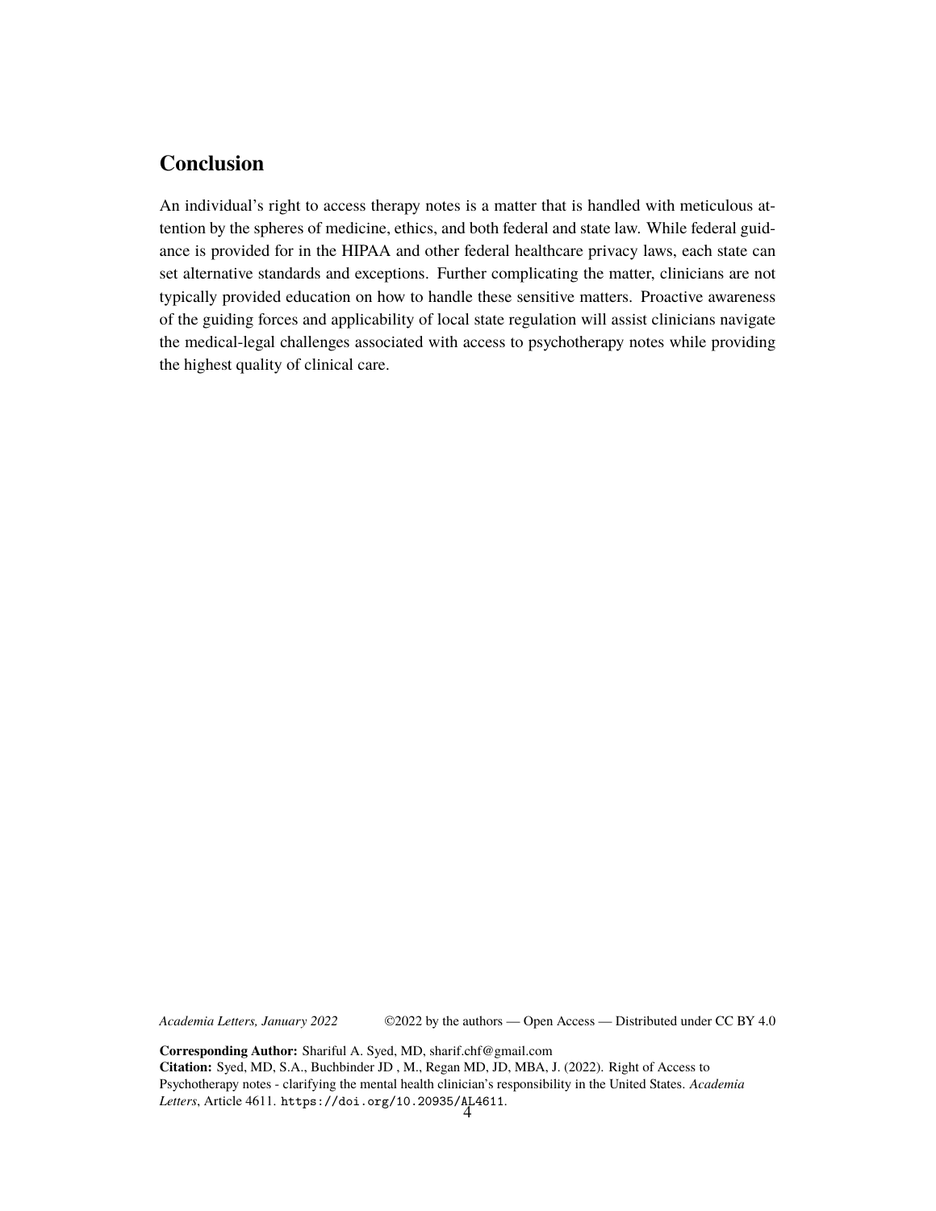## Conclusion

An individual's right to access therapy notes is a matter that is handled with meticulous attention by the spheres of medicine, ethics, and both federal and state law. While federal guidance is provided for in the HIPAA and other federal healthcare privacy laws, each state can set alternative standards and exceptions. Further complicating the matter, clinicians are not typically provided education on how to handle these sensitive matters. Proactive awareness of the guiding forces and applicability of local state regulation will assist clinicians navigate the medical-legal challenges associated with access to psychotherapy notes while providing the highest quality of clinical care.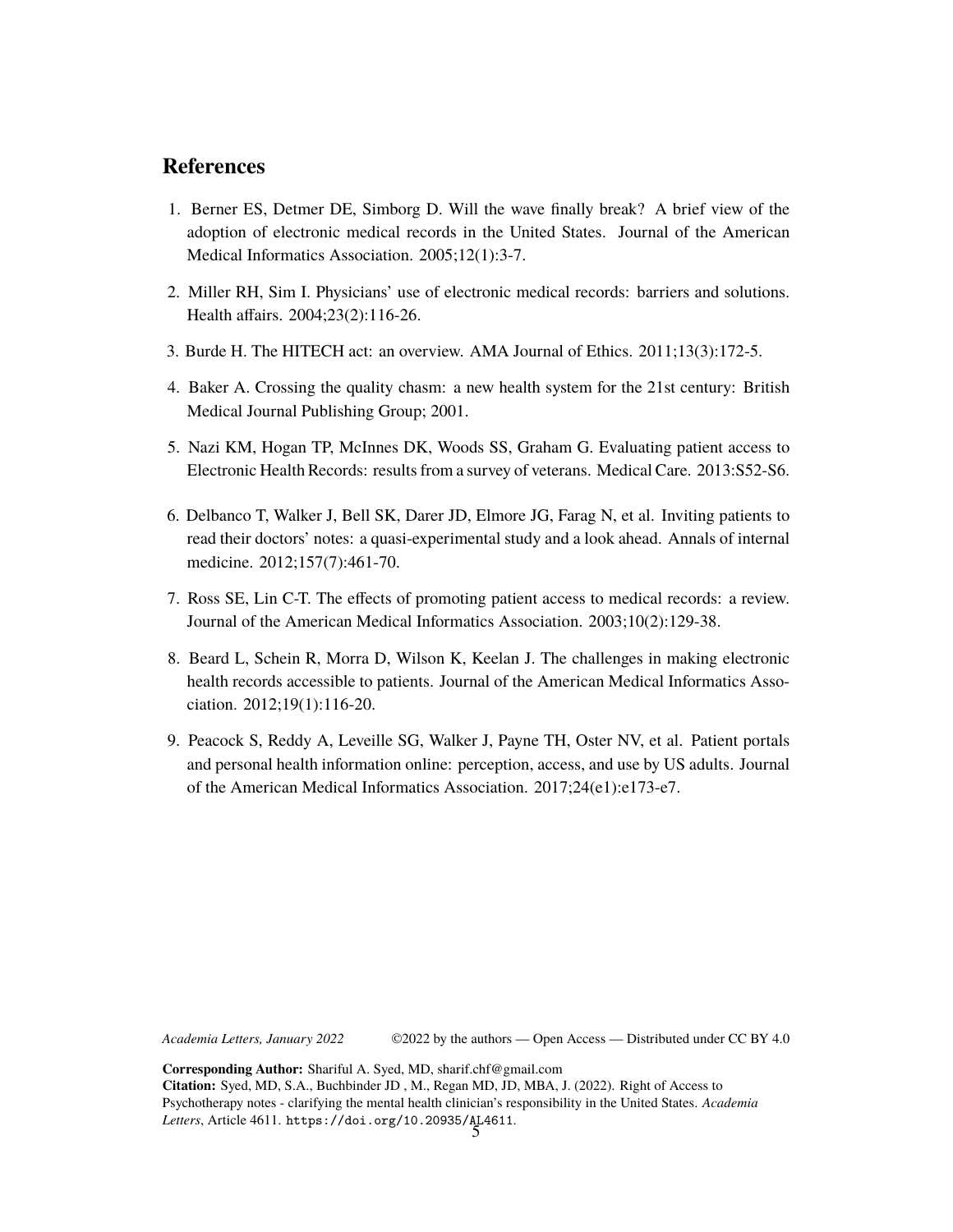## References

1. Berner ES, Detmer DE, Simborg D. Will the wave finally break? A brief view of the adoption of electronic medical records in the United States. Journal of the American Medical Informatics Association. 2005;12(1):3-7.

2. Miller RH, Sim I. Physicians' use of electronic medical records: barriers and solutions. Health affairs. 2004;23(2):116-26.

3. Burde H. The HITECH act: an overview. AMA Journal of Ethics. 2011;13(3):172-5.

4. Baker A. Crossing the quality chasm: a new health system for the 21st century: British Medical Journal Publishing Group; 2001.

5. Nazi KM, Hogan TP, McInnes DK, Woods SS, Graham G. Evaluating patient access to Electronic Health Records: results from a survey of veterans. Medical Care. 2013:S52-S6.

6. Delbanco T, Walker J, Bell SK, Darer JD, Elmore JG, Farag N, et al. Inviting patients to read their doctors' notes: a quasi-experimental study and a look ahead. Annals of internal medicine. 2012;157(7):461-70.

7. Ross SE, Lin C-T. The effects of promoting patient access to medical records: a review. Journal of the American Medical Informatics Association. 2003;10(2):129-38.

8. Beard L, Schein R, Morra D, Wilson K, Keelan J. The challenges in making electronic health records accessible to patients. Journal of the American Medical Informatics Association. 2012;19(1):116-20.

9. Peacock S, Reddy A, Leveille SG, Walker J, Payne TH, Oster NV, et al. Patient portals and personal health information online: perception, access, and use by US adults. Journal of the American Medical Informatics Association. 2017;24(e1):e173-e7.

*Academia Letters, January 2022* ©2022 by the authors — Open Access — Distributed under CC BY 4.0

**Corresponding Author:** Shariful A. Syed, MD, sharif.chf@gmail.com
**Citation:** Syed, MD, S.A., Buchbinder JD , M., Regan MD, JD, MBA, J. (2022). Right of Access to Psychotherapy notes - clarifying the mental health clinician's responsibility in the United States. *Academia Letters*, Article 4611. https://doi.org/10.20935/AL4611.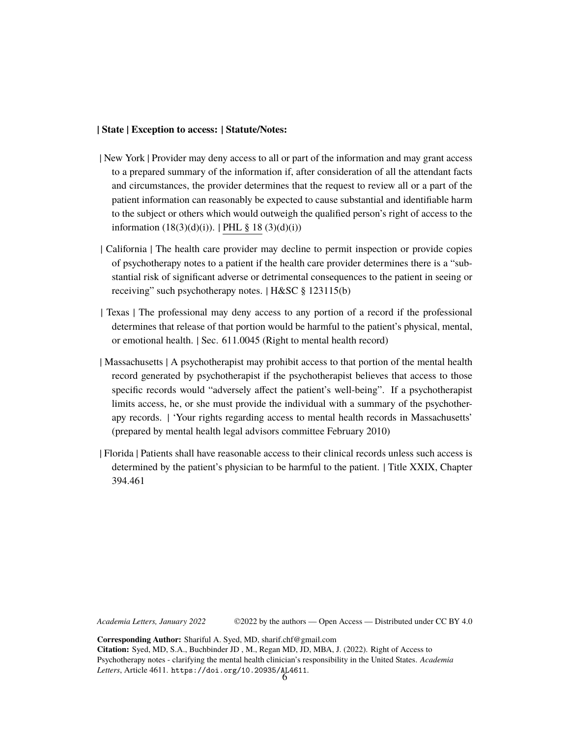| State | Exception to access: | Statute/Notes: |
| --- | --- | --- |
| New York | Provider may deny access to all or part of the information and may grant access to a prepared summary of the information if, after consideration of all the attendant facts and circumstances, the provider determines that the request to review all or a part of the patient information can reasonably be expected to cause substantial and identifiable harm to the subject or others which would outweigh the qualified person's right of access to the information (18(3)(d)(i)). | PHL § 18 (3)(d)(i)) |
| California | The health care provider may decline to permit inspection or provide copies of psychotherapy notes to a patient if the health care provider determines there is a "substantial risk of significant adverse or detrimental consequences to the patient in seeing or receiving" such psychotherapy notes. | H&SC § 123115(b) |
| Texas | The professional may deny access to any portion of a record if the professional determines that release of that portion would be harmful to the patient's physical, mental, or emotional health. | Sec. 611.0045 (Right to mental health record) |
| Massachusetts | A psychotherapist may prohibit access to that portion of the mental health record generated by psychotherapist if the psychotherapist believes that access to those specific records would "adversely affect the patient's well-being". If a psychotherapist limits access, he, or she must provide the individual with a summary of the psychotherapy records. | 'Your rights regarding access to mental health records in Massachusetts' (prepared by mental health legal advisors committee February 2010) |
| Florida | Patients shall have reasonable access to their clinical records unless such access is determined by the patient's physician to be harmful to the patient. | Title XXIX, Chapter 394.461 |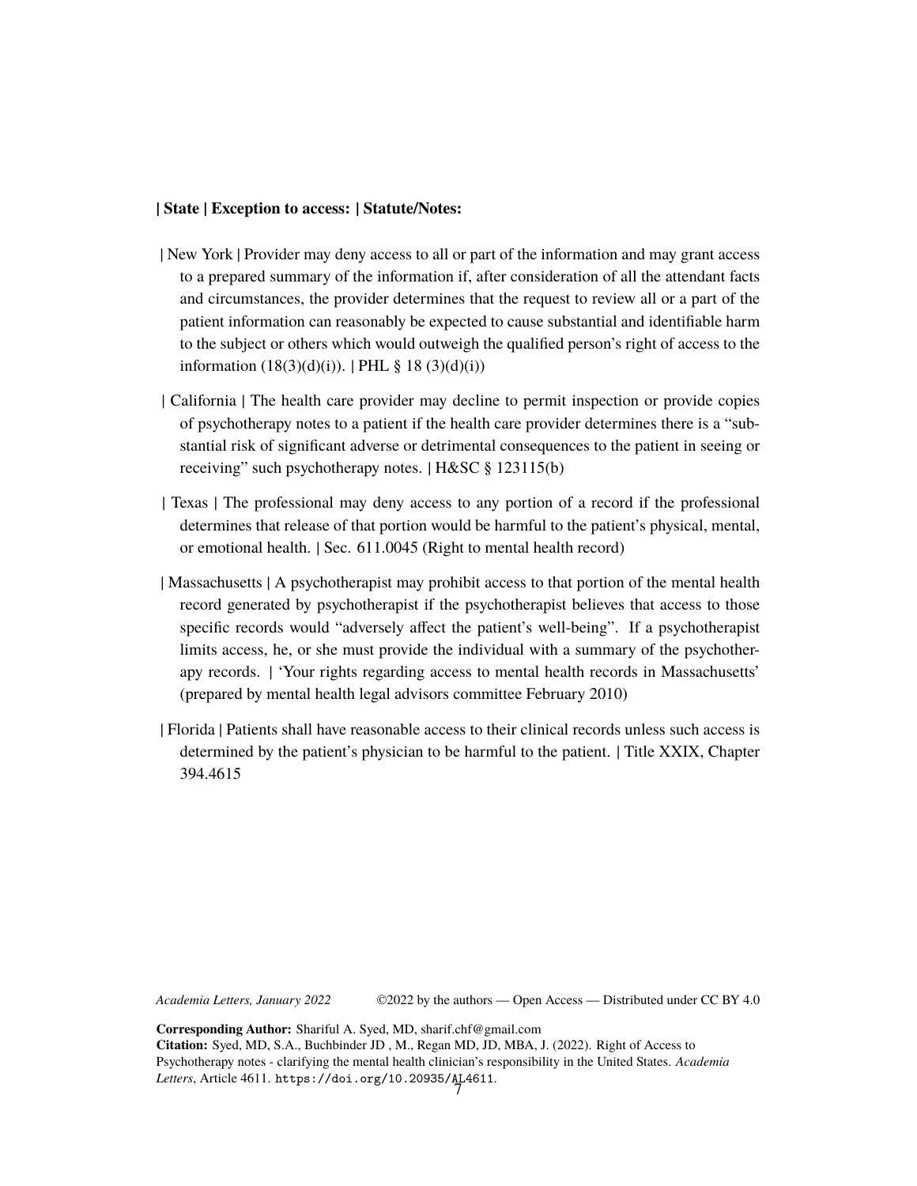| State | Exception to access: | Statute/Notes: |
| --- | --- | --- |
| New York | Provider may deny access to all or part of the information and may grant access to a prepared summary of the information if, after consideration of all the attendant facts and circumstances, the provider determines that the request to review all or a part of the patient information can reasonably be expected to cause substantial and identifiable harm to the subject or others which would outweigh the qualified person's right of access to the information (18(3)(d)(i)). | PHL § 18 (3)(d)(i)) |
| California | The health care provider may decline to permit inspection or provide copies of psychotherapy notes to a patient if the health care provider determines there is a "substantial risk of significant adverse or detrimental consequences to the patient in seeing or receiving" such psychotherapy notes. | H&SC § 123115(b) |
| Texas | The professional may deny access to any portion of a record if the professional determines that release of that portion would be harmful to the patient's physical, mental, or emotional health. | Sec. 611.0045 (Right to mental health record) |
| Massachusetts | A psychotherapist may prohibit access to that portion of the mental health record generated by psychotherapist if the psychotherapist believes that access to those specific records would "adversely affect the patient's well-being". If a psychotherapist limits access, he, or she must provide the individual with a summary of the psychotherapy records. | 'Your rights regarding access to mental health records in Massachusetts' (prepared by mental health legal advisors committee February 2010) |
| Florida | Patients shall have reasonable access to their clinical records unless such access is determined by the patient's physician to be harmful to the patient. | Title XXIX, Chapter 394.4615 |